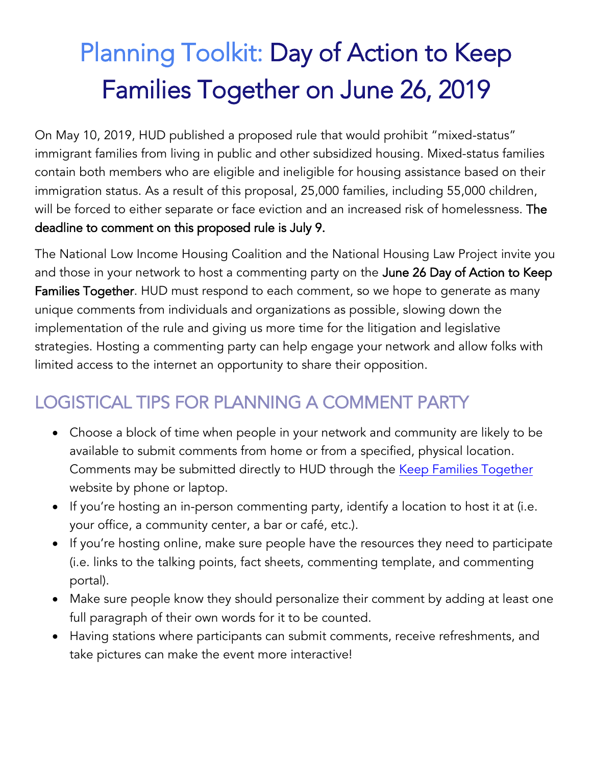# Planning Toolkit: Day of Action to Keep Families Together on June 26, 2019

On May 10, 2019, HUD published a proposed rule that would prohibit "mixed-status" immigrant families from living in public and other subsidized housing. Mixed-status families contain both members who are eligible and ineligible for housing assistance based on their immigration status. As a result of this proposal, 25,000 families, including 55,000 children, will be forced to either separate or face eviction and an increased risk of homelessness. **The deadline to comment on this proposed rule is July 9.**

The National Low Income Housing Coalition and the National Housing Law Project invite you and those in your network to host a commenting party on the **June 26 Day of Action to Keep Families Together**. HUD must respond to each comment, so we hope to generate as many unique comments from individuals and organizations as possible, slowing down the implementation of the rule and giving us more time for the litigation and legislative strategies. Hosting a commenting party can help engage your network and allow folks with limited access to the internet an opportunity to share their opposition.

## LOGISTICAL TIPS FOR PLANNING A COMMENT PARTY

- Choose a block of time when people in your network and community are likely to be available to submit comments from home or from a specified, physical location. Comments may be submitted directly to HUD through the Keep Families Together website by phone or laptop.
- If you're hosting an in-person commenting party, identify a location to host it at (i.e. your office, a community center, a bar or café, etc.).
- If you're hosting online, make sure people have the resources they need to participate (i.e. links to the talking points, fact sheets, commenting template, and commenting portal).
- Make sure people know they should personalize their comment by adding at least one full paragraph of their own words for it to be counted.
- Having stations where participants can submit comments, receive refreshments, and take pictures can make the event more interactive!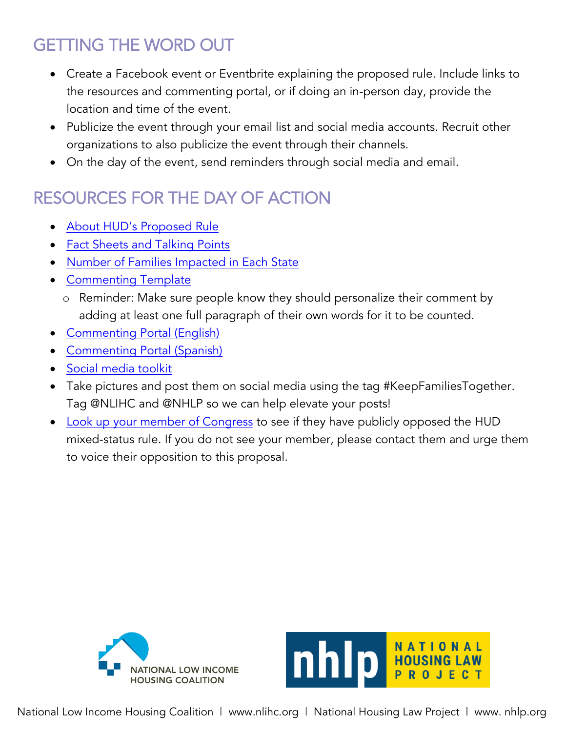## GETTING THE WORD OUT

- Create a Facebook event or Eventbrite explaining the proposed rule. Include links to the resources and commenting portal, or if doing an in-person day, provide the location and time of the event.
- Publicize the event through your email list and social media accounts. Recruit other organizations to also publicize the event through their channels.
- On the day of the event, send reminders through social media and email.

## RESOURCES FOR THE DAY OF ACTION

- About HUD's Proposed Rule
- Fact Sheets and Talking Points
- Number of Families Impacted in Each State
- Commenting Template
  - Reminder: Make sure people know they should personalize their comment by adding at least one full paragraph of their own words for it to be counted.
- Commenting Portal (English)
- Commenting Portal (Spanish)
- Social media toolkit
- Take pictures and post them on social media using the tag #KeepFamiliesTogether. Tag @NLIHC and @NHLP so we can help elevate your posts!
- Look up your member of Congress to see if they have publicly opposed the HUD mixed-status rule. If you do not see your member, please contact them and urge them to voice their opposition to this proposal.

NATIONAL LOW INCOME HOUSING COALITION

nhlp NATIONAL HOUSING LAW PROJECT

National Low Income Housing Coalition | www.nlihc.org | National Housing Law Project | www. nhlp.org